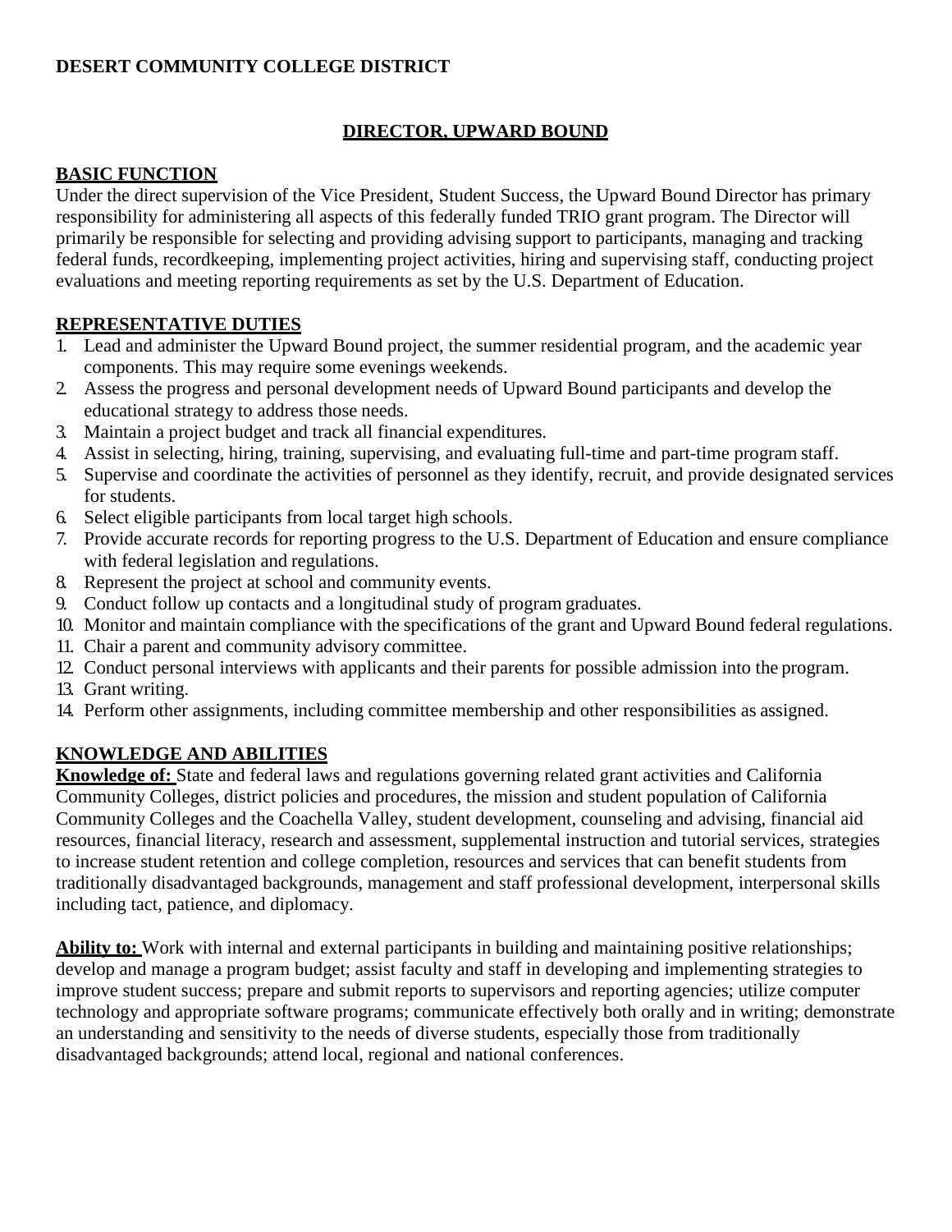**DESERT COMMUNITY COLLEGE DISTRICT**

# DIRECTOR, UPWARD BOUND

## BASIC FUNCTION

Under the direct supervision of the Vice President, Student Success, the Upward Bound Director has primary responsibility for administering all aspects of this federally funded TRIO grant program. The Director will primarily be responsible for selecting and providing advising support to participants, managing and tracking federal funds, recordkeeping, implementing project activities, hiring and supervising staff, conducting project evaluations and meeting reporting requirements as set by the U.S. Department of Education.

## REPRESENTATIVE DUTIES

1. Lead and administer the Upward Bound project, the summer residential program, and the academic year components. This may require some evenings weekends.
2. Assess the progress and personal development needs of Upward Bound participants and develop the educational strategy to address those needs.
3. Maintain a project budget and track all financial expenditures.
4. Assist in selecting, hiring, training, supervising, and evaluating full-time and part-time program staff.
5. Supervise and coordinate the activities of personnel as they identify, recruit, and provide designated services for students.
6. Select eligible participants from local target high schools.
7. Provide accurate records for reporting progress to the U.S. Department of Education and ensure compliance with federal legislation and regulations.
8. Represent the project at school and community events.
9. Conduct follow up contacts and a longitudinal study of program graduates.
10. Monitor and maintain compliance with the specifications of the grant and Upward Bound federal regulations.
11. Chair a parent and community advisory committee.
12. Conduct personal interviews with applicants and their parents for possible admission into the program.
13. Grant writing.
14. Perform other assignments, including committee membership and other responsibilities as assigned.

## KNOWLEDGE AND ABILITIES

**Knowledge of:** State and federal laws and regulations governing related grant activities and California Community Colleges, district policies and procedures, the mission and student population of California Community Colleges and the Coachella Valley, student development, counseling and advising, financial aid resources, financial literacy, research and assessment, supplemental instruction and tutorial services, strategies to increase student retention and college completion, resources and services that can benefit students from traditionally disadvantaged backgrounds, management and staff professional development, interpersonal skills including tact, patience, and diplomacy.

**Ability to:** Work with internal and external participants in building and maintaining positive relationships; develop and manage a program budget; assist faculty and staff in developing and implementing strategies to improve student success; prepare and submit reports to supervisors and reporting agencies; utilize computer technology and appropriate software programs; communicate effectively both orally and in writing; demonstrate an understanding and sensitivity to the needs of diverse students, especially those from traditionally disadvantaged backgrounds; attend local, regional and national conferences.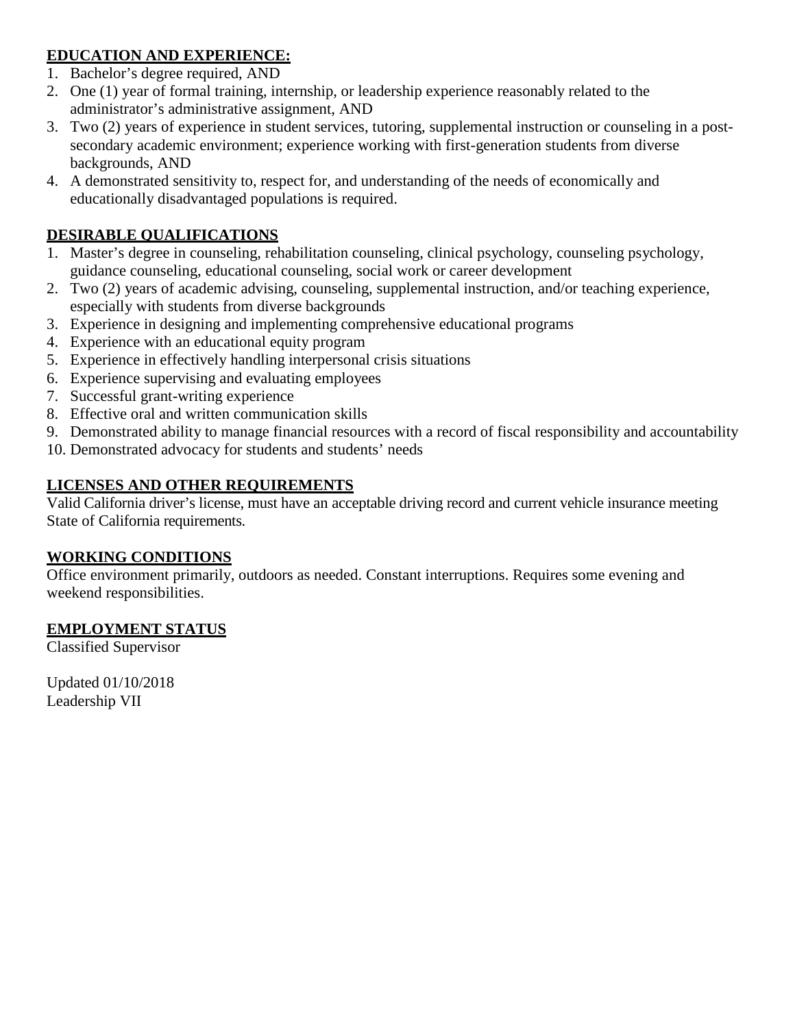## EDUCATION AND EXPERIENCE:

1. Bachelor's degree required, AND
2. One (1) year of formal training, internship, or leadership experience reasonably related to the administrator's administrative assignment, AND
3. Two (2) years of experience in student services, tutoring, supplemental instruction or counseling in a post-secondary academic environment; experience working with first-generation students from diverse backgrounds, AND
4. A demonstrated sensitivity to, respect for, and understanding of the needs of economically and educationally disadvantaged populations is required.

## DESIRABLE QUALIFICATIONS

1. Master's degree in counseling, rehabilitation counseling, clinical psychology, counseling psychology, guidance counseling, educational counseling, social work or career development
2. Two (2) years of academic advising, counseling, supplemental instruction, and/or teaching experience, especially with students from diverse backgrounds
3. Experience in designing and implementing comprehensive educational programs
4. Experience with an educational equity program
5. Experience in effectively handling interpersonal crisis situations
6. Experience supervising and evaluating employees
7. Successful grant-writing experience
8. Effective oral and written communication skills
9. Demonstrated ability to manage financial resources with a record of fiscal responsibility and accountability
10. Demonstrated advocacy for students and students' needs

## LICENSES AND OTHER REQUIREMENTS

Valid California driver's license, must have an acceptable driving record and current vehicle insurance meeting State of California requirements.

## WORKING CONDITIONS

Office environment primarily, outdoors as needed. Constant interruptions. Requires some evening and weekend responsibilities.

## EMPLOYMENT STATUS

Classified Supervisor

Updated 01/10/2018
Leadership VII